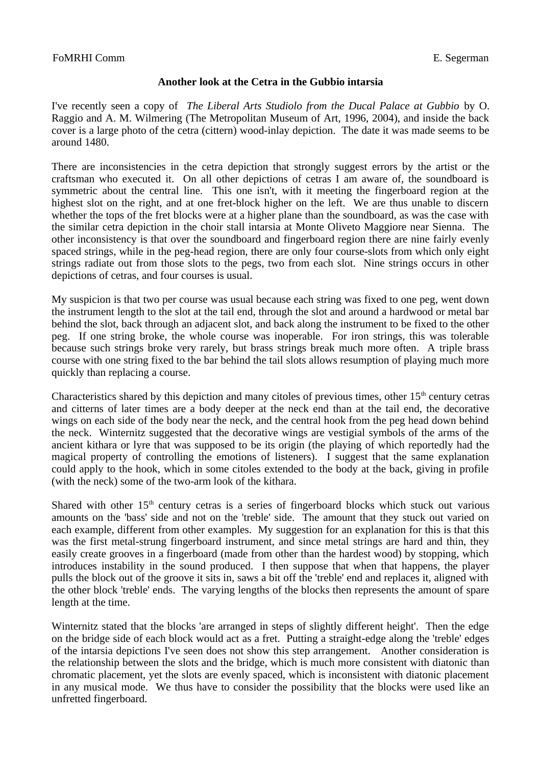FoMRHI Comm E. Segerman

**Another look at the Cetra in the Gubbio intarsia**

I've recently seen a copy of *The Liberal Arts Studiolo from the Ducal Palace at Gubbio* by O. Raggio and A. M. Wilmering (The Metropolitan Museum of Art, 1996, 2004), and inside the back cover is a large photo of the cetra (cittern) wood-inlay depiction. The date it was made seems to be around 1480.

There are inconsistencies in the cetra depiction that strongly suggest errors by the artist or the craftsman who executed it. On all other depictions of cetras I am aware of, the soundboard is symmetric about the central line. This one isn't, with it meeting the fingerboard region at the highest slot on the right, and at one fret-block higher on the left. We are thus unable to discern whether the tops of the fret blocks were at a higher plane than the soundboard, as was the case with the similar cetra depiction in the choir stall intarsia at Monte Oliveto Maggiore near Sienna. The other inconsistency is that over the soundboard and fingerboard region there are nine fairly evenly spaced strings, while in the peg-head region, there are only four course-slots from which only eight strings radiate out from those slots to the pegs, two from each slot. Nine strings occurs in other depictions of cetras, and four courses is usual.

My suspicion is that two per course was usual because each string was fixed to one peg, went down the instrument length to the slot at the tail end, through the slot and around a hardwood or metal bar behind the slot, back through an adjacent slot, and back along the instrument to be fixed to the other peg. If one string broke, the whole course was inoperable. For iron strings, this was tolerable because such strings broke very rarely, but brass strings break much more often. A triple brass course with one string fixed to the bar behind the tail slots allows resumption of playing much more quickly than replacing a course.

Characteristics shared by this depiction and many citoles of previous times, other 15th century cetras and citterns of later times are a body deeper at the neck end than at the tail end, the decorative wings on each side of the body near the neck, and the central hook from the peg head down behind the neck. Winternitz suggested that the decorative wings are vestigial symbols of the arms of the ancient kithara or lyre that was supposed to be its origin (the playing of which reportedly had the magical property of controlling the emotions of listeners). I suggest that the same explanation could apply to the hook, which in some citoles extended to the body at the back, giving in profile (with the neck) some of the two-arm look of the kithara.

Shared with other 15th century cetras is a series of fingerboard blocks which stuck out various amounts on the 'bass' side and not on the 'treble' side. The amount that they stuck out varied on each example, different from other examples. My suggestion for an explanation for this is that this was the first metal-strung fingerboard instrument, and since metal strings are hard and thin, they easily create grooves in a fingerboard (made from other than the hardest wood) by stopping, which introduces instability in the sound produced. I then suppose that when that happens, the player pulls the block out of the groove it sits in, saws a bit off the 'treble' end and replaces it, aligned with the other block 'treble' ends. The varying lengths of the blocks then represents the amount of spare length at the time.

Winternitz stated that the blocks 'are arranged in steps of slightly different height'. Then the edge on the bridge side of each block would act as a fret. Putting a straight-edge along the 'treble' edges of the intarsia depictions I've seen does not show this step arrangement. Another consideration is the relationship between the slots and the bridge, which is much more consistent with diatonic than chromatic placement, yet the slots are evenly spaced, which is inconsistent with diatonic placement in any musical mode. We thus have to consider the possibility that the blocks were used like an unfretted fingerboard.